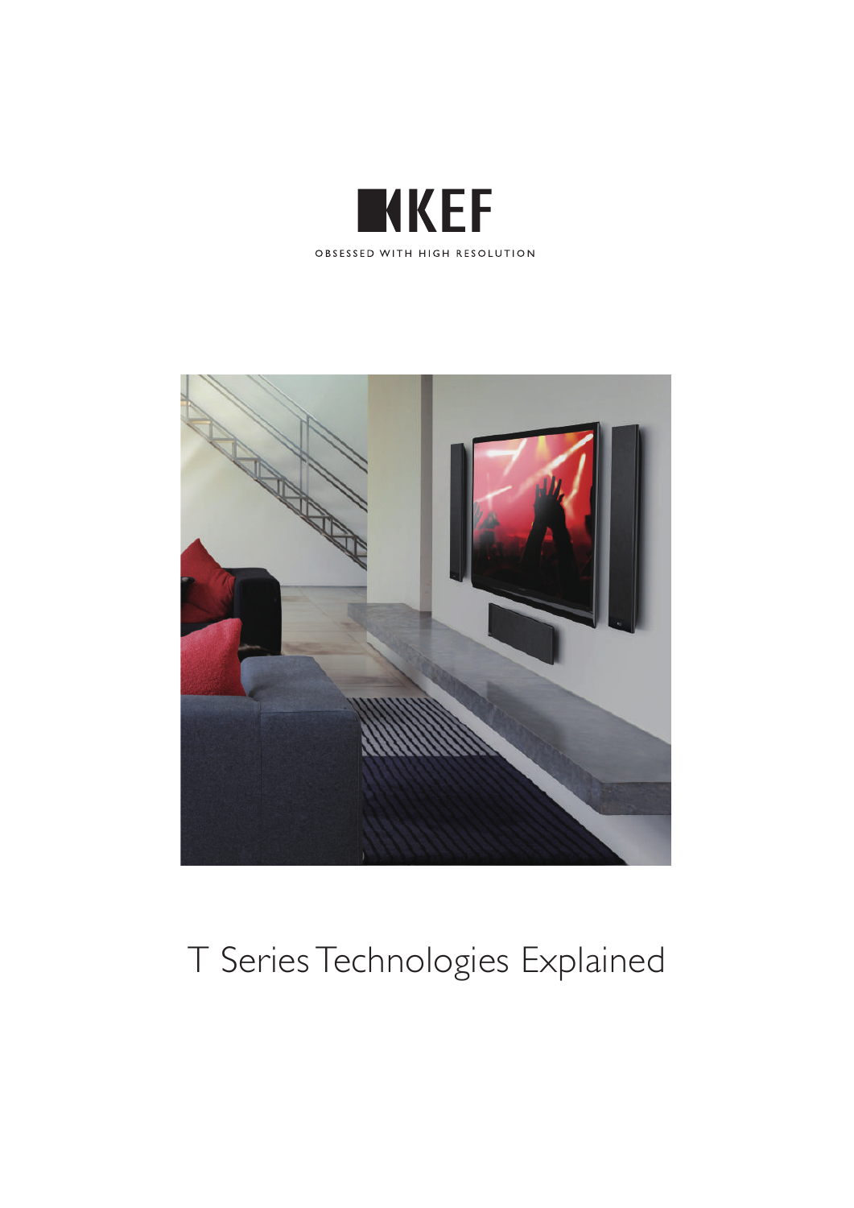# KEF

OBSESSED WITH HIGH RESOLUTION

# T Series Technologies Explained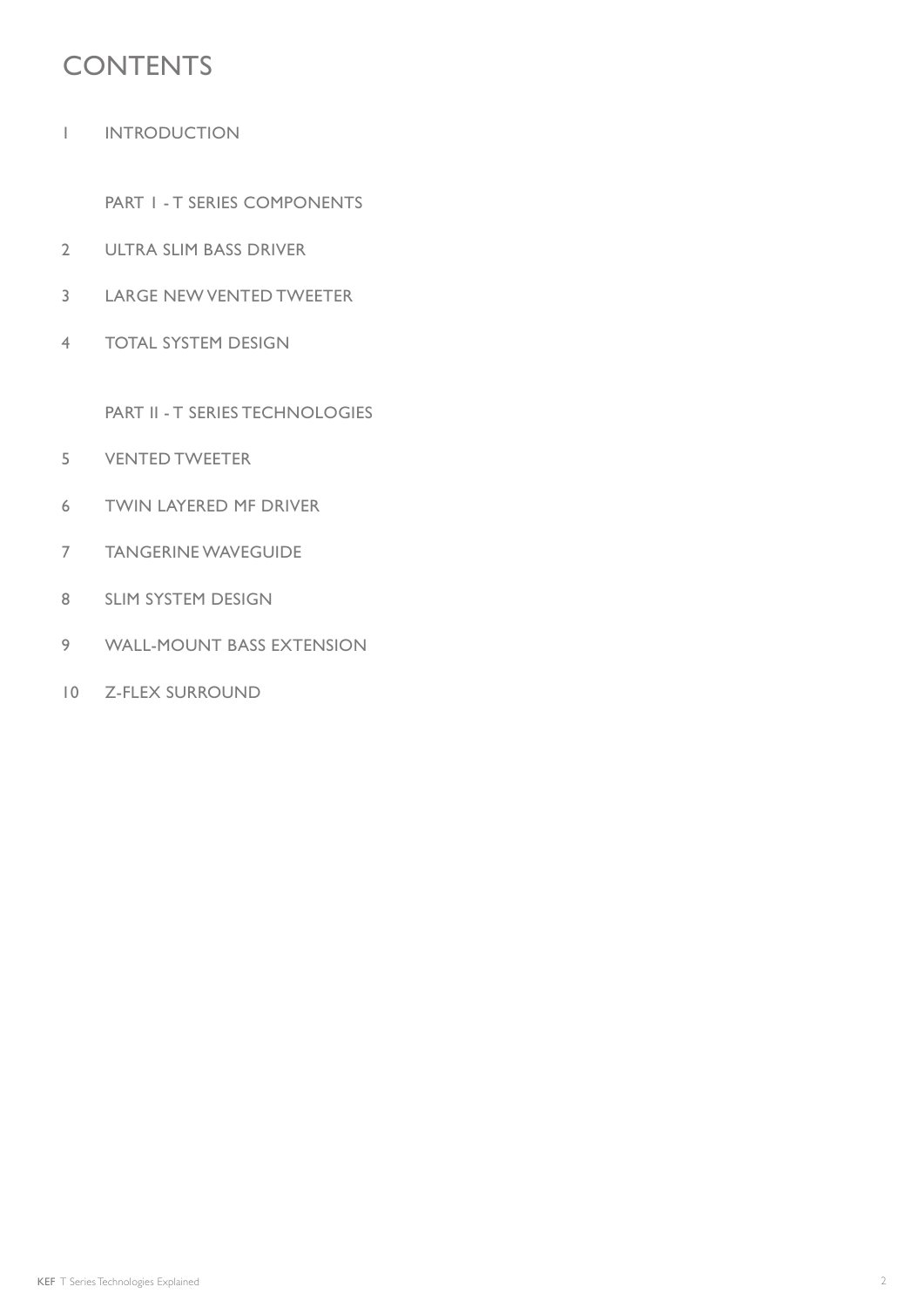# CONTENTS

1 INTRODUCTION

PART 1 - T SERIES COMPONENTS

2 ULTRA SLIM BASS DRIVER

3 LARGE NEW VENTED TWEETER

4 TOTAL SYSTEM DESIGN

PART II - T SERIES TECHNOLOGIES

5 VENTED TWEETER

6 TWIN LAYERED MF DRIVER

7 TANGERINE WAVEGUIDE

8 SLIM SYSTEM DESIGN

9 WALL-MOUNT BASS EXTENSION

10 Z-FLEX SURROUND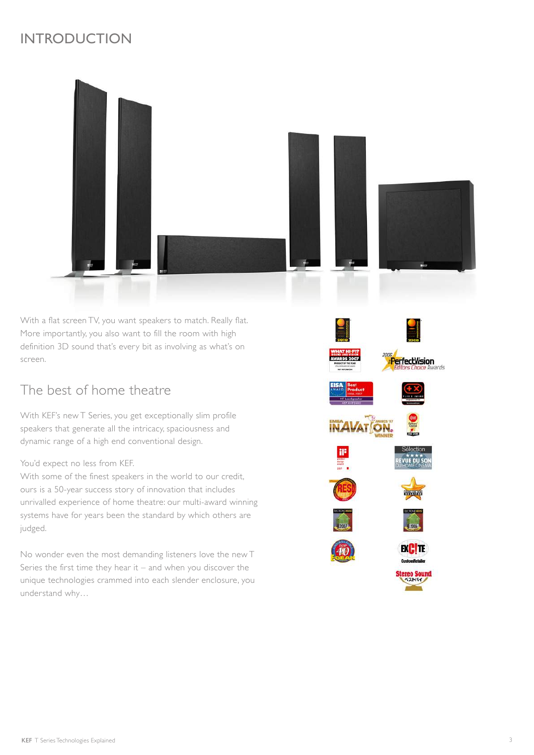# INTRODUCTION

With a flat screen TV, you want speakers to match. Really flat. More importantly, you also want to fill the room with high definition 3D sound that's every bit as involving as what's on screen.

## The best of home theatre

With KEF's new T Series, you get exceptionally slim profile speakers that generate all the intricacy, spaciousness and dynamic range of a high end conventional design.

You'd expect no less from KEF.
With some of the finest speakers in the world to our credit, ours is a 50-year success story of innovation that includes unrivalled experience of home theatre: our multi-award winning systems have for years been the standard by which others are judged.

No wonder even the most demanding listeners love the new T Series the first time they hear it – and when you discover the unique technologies crammed into each slender enclosure, you understand why…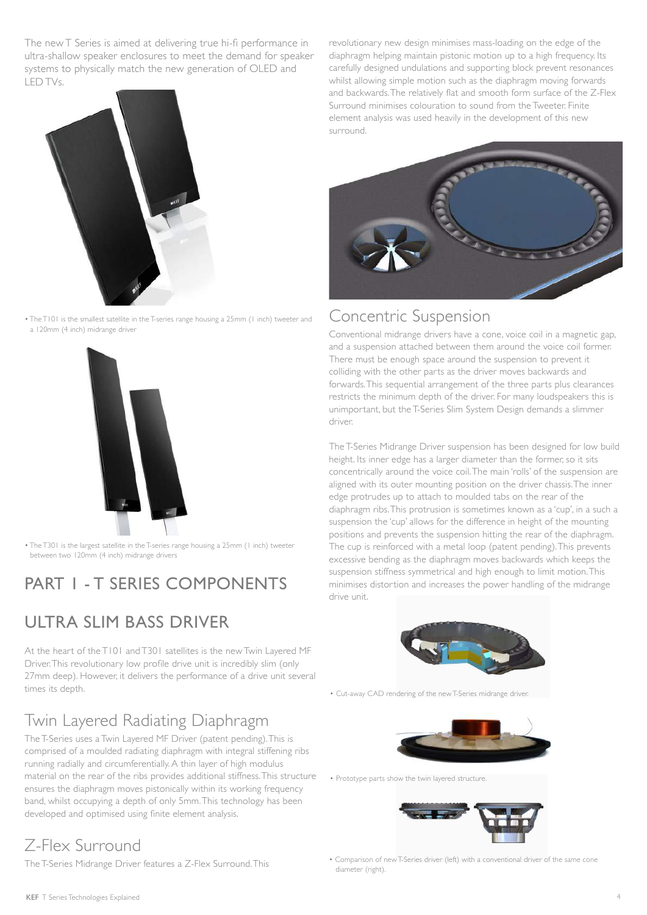The new T Series is aimed at delivering true hi-fi performance in ultra-shallow speaker enclosures to meet the demand for speaker systems to physically match the new generation of OLED and LED TVs.

• The T101 is the smallest satellite in the T-series range housing a 25mm (1 inch) tweeter and a 120mm (4 inch) midrange driver

• The T301 is the largest satellite in the T-series range housing a 25mm (1 inch) tweeter between two 120mm (4 inch) midrange drivers

# PART 1 - T SERIES COMPONENTS

## ULTRA SLIM BASS DRIVER

At the heart of the T101 and T301 satellites is the new Twin Layered MF Driver. This revolutionary low profile drive unit is incredibly slim (only 27mm deep). However, it delivers the performance of a drive unit several times its depth.

### Twin Layered Radiating Diaphragm

The T-Series uses a Twin Layered MF Driver (patent pending). This is comprised of a moulded radiating diaphragm with integral stiffening ribs running radially and circumferentially. A thin layer of high modulus material on the rear of the ribs provides additional stiffness. This structure ensures the diaphragm moves pistonically within its working frequency band, whilst occupying a depth of only 5mm. This technology has been developed and optimised using finite element analysis.

### Z-Flex Surround

The T-Series Midrange Driver features a Z-Flex Surround. This revolutionary new design minimises mass-loading on the edge of the diaphragm helping maintain pistonic motion up to a high frequency. Its carefully designed undulations and supporting block prevent resonances whilst allowing simple motion such as the diaphragm moving forwards and backwards. The relatively flat and smooth form surface of the Z-Flex Surround minimises colouration to sound from the Tweeter. Finite element analysis was used heavily in the development of this new surround.

### Concentric Suspension

Conventional midrange drivers have a cone, voice coil in a magnetic gap, and a suspension attached between them around the voice coil former. There must be enough space around the suspension to prevent it colliding with the other parts as the driver moves backwards and forwards. This sequential arrangement of the three parts plus clearances restricts the minimum depth of the driver. For many loudspeakers this is unimportant, but the T-Series Slim System Design demands a slimmer driver.

The T-Series Midrange Driver suspension has been designed for low build height. Its inner edge has a larger diameter than the former, so it sits concentrically around the voice coil. The main 'rolls' of the suspension are aligned with its outer mounting position on the driver chassis. The inner edge protrudes up to attach to moulded tabs on the rear of the diaphragm ribs. This protrusion is sometimes known as a 'cup', in a such a suspension the 'cup' allows for the difference in height of the mounting positions and prevents the suspension hitting the rear of the diaphragm. The cup is reinforced with a metal loop (patent pending). This prevents excessive bending as the diaphragm moves backwards which keeps the suspension stiffness symmetrical and high enough to limit motion. This minimises distortion and increases the power handling of the midrange drive unit.

• Cut-away CAD rendering of the new T-Series midrange driver.

• Prototype parts show the twin layered structure.

• Comparison of new T-Series driver (left) with a conventional driver of the same cone diameter (right).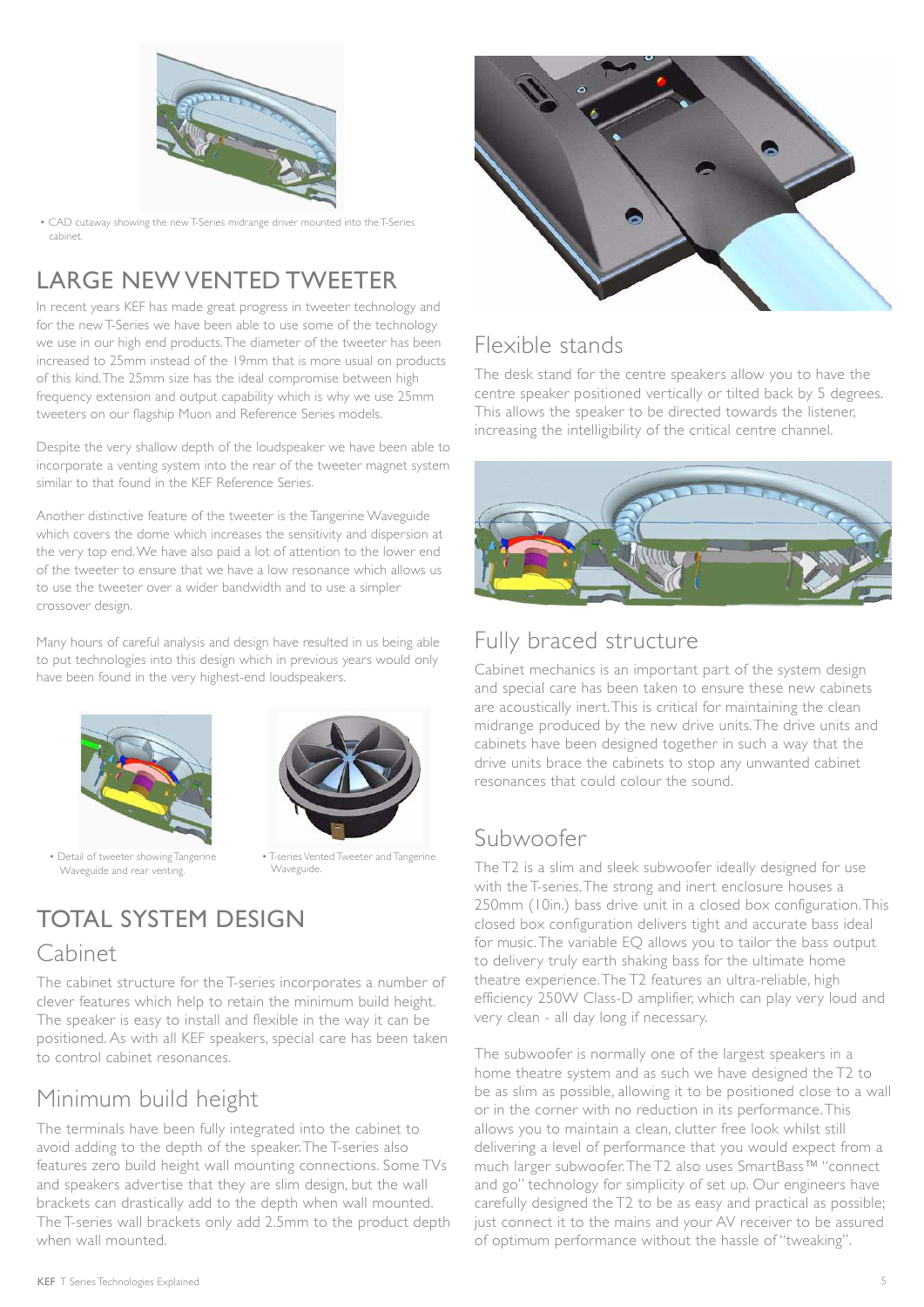• CAD cutaway showing the new T-Series midrange driver mounted into the T-Series cabinet.

## LARGE NEW VENTED TWEETER

In recent years KEF has made great progress in tweeter technology and for the new T-Series we have been able to use some of the technology we use in our high end products. The diameter of the tweeter has been increased to 25mm instead of the 19mm that is more usual on products of this kind. The 25mm size has the ideal compromise between high frequency extension and output capability which is why we use 25mm tweeters on our flagship Muon and Reference Series models.

Despite the very shallow depth of the loudspeaker we have been able to incorporate a venting system into the rear of the tweeter magnet system similar to that found in the KEF Reference Series.

Another distinctive feature of the tweeter is the Tangerine Waveguide which covers the dome which increases the sensitivity and dispersion at the very top end. We have also paid a lot of attention to the lower end of the tweeter to ensure that we have a low resonance which allows us to use the tweeter over a wider bandwidth and to use a simpler crossover design.

Many hours of careful analysis and design have resulted in us being able to put technologies into this design which in previous years would only have been found in the very highest-end loudspeakers.

• Detail of tweeter showing Tangerine Waveguide and rear venting.

• T-series Vented Tweeter and Tangerine Waveguide.

## TOTAL SYSTEM DESIGN

### Cabinet

The cabinet structure for the T-series incorporates a number of clever features which help to retain the minimum build height. The speaker is easy to install and flexible in the way it can be positioned. As with all KEF speakers, special care has been taken to control cabinet resonances.

### Minimum build height

The terminals have been fully integrated into the cabinet to avoid adding to the depth of the speaker. The T-series also features zero build height wall mounting connections. Some TVs and speakers advertise that they are slim design, but the wall brackets can drastically add to the depth when wall mounted. The T-series wall brackets only add 2.5mm to the product depth when wall mounted.

### Flexible stands

The desk stand for the centre speakers allow you to have the centre speaker positioned vertically or tilted back by 5 degrees. This allows the speaker to be directed towards the listener, increasing the intelligibility of the critical centre channel.

### Fully braced structure

Cabinet mechanics is an important part of the system design and special care has been taken to ensure these new cabinets are acoustically inert. This is critical for maintaining the clean midrange produced by the new drive units. The drive units and cabinets have been designed together in such a way that the drive units brace the cabinets to stop any unwanted cabinet resonances that could colour the sound.

### Subwoofer

The T2 is a slim and sleek subwoofer ideally designed for use with the T-series. The strong and inert enclosure houses a 250mm (10in.) bass drive unit in a closed box configuration. This closed box configuration delivers tight and accurate bass ideal for music. The variable EQ allows you to tailor the bass output to delivery truly earth shaking bass for the ultimate home theatre experience. The T2 features an ultra-reliable, high efficiency 250W Class-D amplifier, which can play very loud and very clean - all day long if necessary.

The subwoofer is normally one of the largest speakers in a home theatre system and as such we have designed the T2 to be as slim as possible, allowing it to be positioned close to a wall or in the corner with no reduction in its performance. This allows you to maintain a clean, clutter free look whilst still delivering a level of performance that you would expect from a much larger subwoofer. The T2 also uses SmartBass™ "connect and go" technology for simplicity of set up. Our engineers have carefully designed the T2 to be as easy and practical as possible; just connect it to the mains and your AV receiver to be assured of optimum performance without the hassle of "tweaking".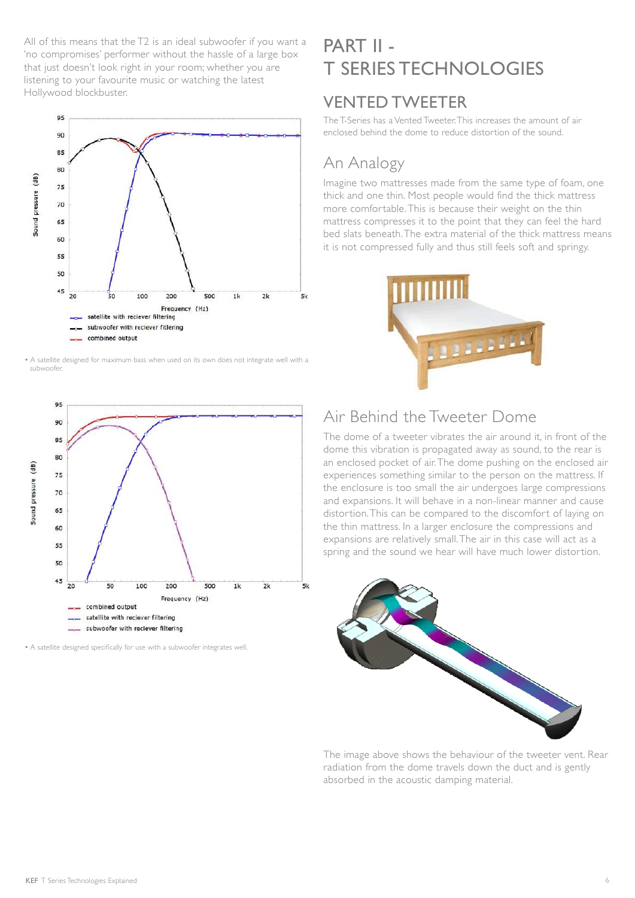All of this means that the T2 is an ideal subwoofer if you want a 'no compromises' performer without the hassle of a large box that just doesn't look right in your room; whether you are listening to your favourite music or watching the latest Hollywood blockbuster.

• A satellite designed for maximum bass when used on its own does not integrate well with a subwoofer.

• A satellite designed specifically for use with a subwoofer integrates well.

# PART II - T SERIES TECHNOLOGIES

## VENTED TWEETER

The T-Series has a Vented Tweeter. This increases the amount of air enclosed behind the dome to reduce distortion of the sound.

### An Analogy

Imagine two mattresses made from the same type of foam, one thick and one thin. Most people would find the thick mattress more comfortable. This is because their weight on the thin mattress compresses it to the point that they can feel the hard bed slats beneath. The extra material of the thick mattress means it is not compressed fully and thus still feels soft and springy.

### Air Behind the Tweeter Dome

The dome of a tweeter vibrates the air around it, in front of the dome this vibration is propagated away as sound, to the rear is an enclosed pocket of air. The dome pushing on the enclosed air experiences something similar to the person on the mattress. If the enclosure is too small the air undergoes large compressions and expansions. It will behave in a non-linear manner and cause distortion. This can be compared to the discomfort of laying on the thin mattress. In a larger enclosure the compressions and expansions are relatively small. The air in this case will act as a spring and the sound we hear will have much lower distortion.

The image above shows the behaviour of the tweeter vent. Rear radiation from the dome travels down the duct and is gently absorbed in the acoustic damping material.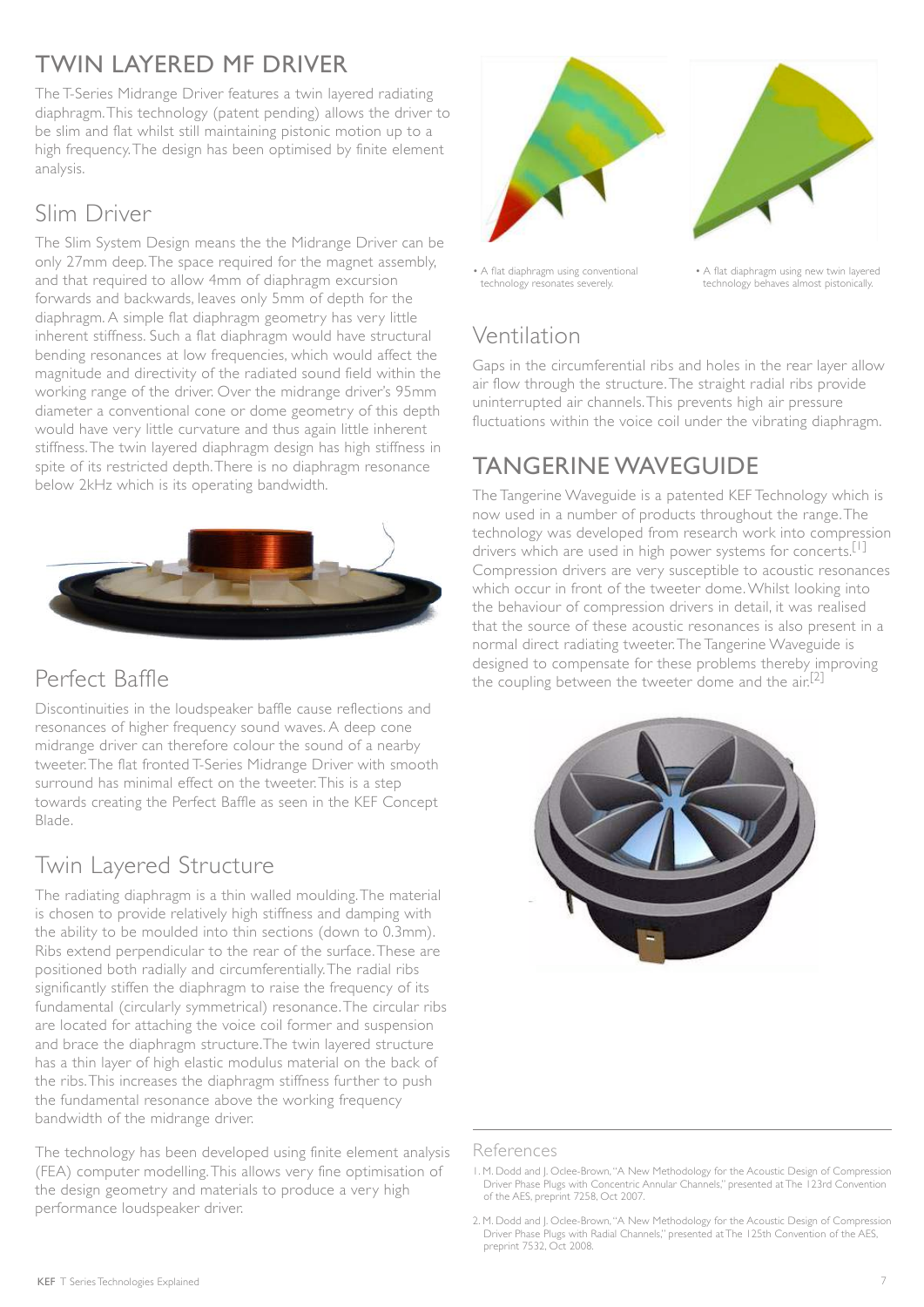# TWIN LAYERED MF DRIVER

The T-Series Midrange Driver features a twin layered radiating diaphragm. This technology (patent pending) allows the driver to be slim and flat whilst still maintaining pistonic motion up to a high frequency. The design has been optimised by finite element analysis.

## Slim Driver

The Slim System Design means the the Midrange Driver can be only 27mm deep. The space required for the magnet assembly, and that required to allow 4mm of diaphragm excursion forwards and backwards, leaves only 5mm of depth for the diaphragm. A simple flat diaphragm geometry has very little inherent stiffness. Such a flat diaphragm would have structural bending resonances at low frequencies, which would affect the magnitude and directivity of the radiated sound field within the working range of the driver. Over the midrange driver's 95mm diameter a conventional cone or dome geometry of this depth would have very little curvature and thus again little inherent stiffness. The twin layered diaphragm design has high stiffness in spite of its restricted depth. There is no diaphragm resonance below 2kHz which is its operating bandwidth.

## Perfect Baffle

Discontinuities in the loudspeaker baffle cause reflections and resonances of higher frequency sound waves. A deep cone midrange driver can therefore colour the sound of a nearby tweeter. The flat fronted T-Series Midrange Driver with smooth surround has minimal effect on the tweeter. This is a step towards creating the Perfect Baffle as seen in the KEF Concept Blade.

## Twin Layered Structure

The radiating diaphragm is a thin walled moulding. The material is chosen to provide relatively high stiffness and damping with the ability to be moulded into thin sections (down to 0.3mm). Ribs extend perpendicular to the rear of the surface. These are positioned both radially and circumferentially. The radial ribs significantly stiffen the diaphragm to raise the frequency of its fundamental (circularly symmetrical) resonance. The circular ribs are located for attaching the voice coil former and suspension and brace the diaphragm structure. The twin layered structure has a thin layer of high elastic modulus material on the back of the ribs. This increases the diaphragm stiffness further to push the fundamental resonance above the working frequency bandwidth of the midrange driver.

The technology has been developed using finite element analysis (FEA) computer modelling. This allows very fine optimisation of the design geometry and materials to produce a very high performance loudspeaker driver.

• A flat diaphragm using conventional technology resonates severely.

• A flat diaphragm using new twin layered technology behaves almost pistonically.

## Ventilation

Gaps in the circumferential ribs and holes in the rear layer allow air flow through the structure. The straight radial ribs provide uninterrupted air channels. This prevents high air pressure fluctuations within the voice coil under the vibrating diaphragm.

# TANGERINE WAVEGUIDE

The Tangerine Waveguide is a patented KEF Technology which is now used in a number of products throughout the range. The technology was developed from research work into compression drivers which are used in high power systems for concerts.[1] Compression drivers are very susceptible to acoustic resonances which occur in front of the tweeter dome. Whilst looking into the behaviour of compression drivers in detail, it was realised that the source of these acoustic resonances is also present in a normal direct radiating tweeter. The Tangerine Waveguide is designed to compensate for these problems thereby improving the coupling between the tweeter dome and the air.[2]

## References

1. M. Dodd and J. Oclee-Brown, "A New Methodology for the Acoustic Design of Compression Driver Phase Plugs with Concentric Annular Channels," presented at The 123rd Convention of the AES, preprint 7258, Oct 2007.

2. M. Dodd and J. Oclee-Brown, "A New Methodology for the Acoustic Design of Compression Driver Phase Plugs with Radial Channels," presented at The 125th Convention of the AES, preprint 7532, Oct 2008.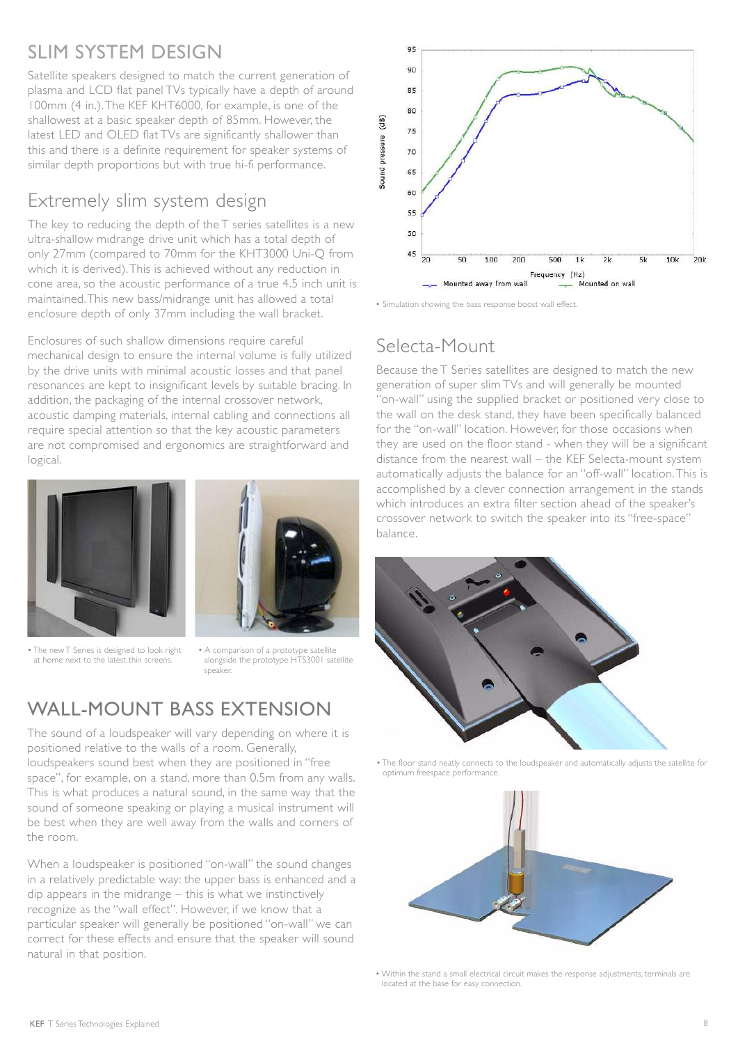## SLIM SYSTEM DESIGN

Satellite speakers designed to match the current generation of plasma and LCD flat panel TVs typically have a depth of around 100mm (4 in.). The KEF KHT6000, for example, is one of the shallowest at a basic speaker depth of 85mm. However, the latest LED and OLED flat TVs are significantly shallower than this and there is a definite requirement for speaker systems of similar depth proportions but with true hi-fi performance.

### Extremely slim system design

The key to reducing the depth of the T series satellites is a new ultra-shallow midrange drive unit which has a total depth of only 27mm (compared to 70mm for the KHT3000 Uni-Q from which it is derived). This is achieved without any reduction in cone area, so the acoustic performance of a true 4.5 inch unit is maintained. This new bass/midrange unit has allowed a total enclosure depth of only 37mm including the wall bracket.

Enclosures of such shallow dimensions require careful mechanical design to ensure the internal volume is fully utilized by the drive units with minimal acoustic losses and that panel resonances are kept to insignificant levels by suitable bracing. In addition, the packaging of the internal crossover network, acoustic damping materials, internal cabling and connections all require special attention so that the key acoustic parameters are not compromised and ergonomics are straightforward and logical.

• The new T Series is designed to look right at home next to the latest thin screens.

• A comparison of a prototype satellite alongside the prototype HTS3001 satellite speaker.

## WALL-MOUNT BASS EXTENSION

The sound of a loudspeaker will vary depending on where it is positioned relative to the walls of a room. Generally, loudspeakers sound best when they are positioned in "free space", for example, on a stand, more than 0.5m from any walls. This is what produces a natural sound, in the same way that the sound of someone speaking or playing a musical instrument will be best when they are well away from the walls and corners of the room.

When a loudspeaker is positioned "on-wall" the sound changes in a relatively predictable way: the upper bass is enhanced and a dip appears in the midrange – this is what we instinctively recognize as the "wall effect". However, if we know that a particular speaker will generally be positioned "on-wall" we can correct for these effects and ensure that the speaker will sound natural in that position.

• Simulation showing the bass response boost wall effect.

### Selecta-Mount

Because the T Series satellites are designed to match the new generation of super slim TVs and will generally be mounted "on-wall" using the supplied bracket or positioned very close to the wall on the desk stand, they have been specifically balanced for the "on-wall" location. However, for those occasions when they are used on the floor stand - when they will be a significant distance from the nearest wall – the KEF Selecta-mount system automatically adjusts the balance for an "off-wall" location. This is accomplished by a clever connection arrangement in the stands which introduces an extra filter section ahead of the speaker's crossover network to switch the speaker into its "free-space" balance.

• The floor stand neatly connects to the loudspeaker and automatically adjusts the satellite for optimum freespace performance.

• Within the stand a small electrical circuit makes the response adjustments, terminals are located at the base for easy connection.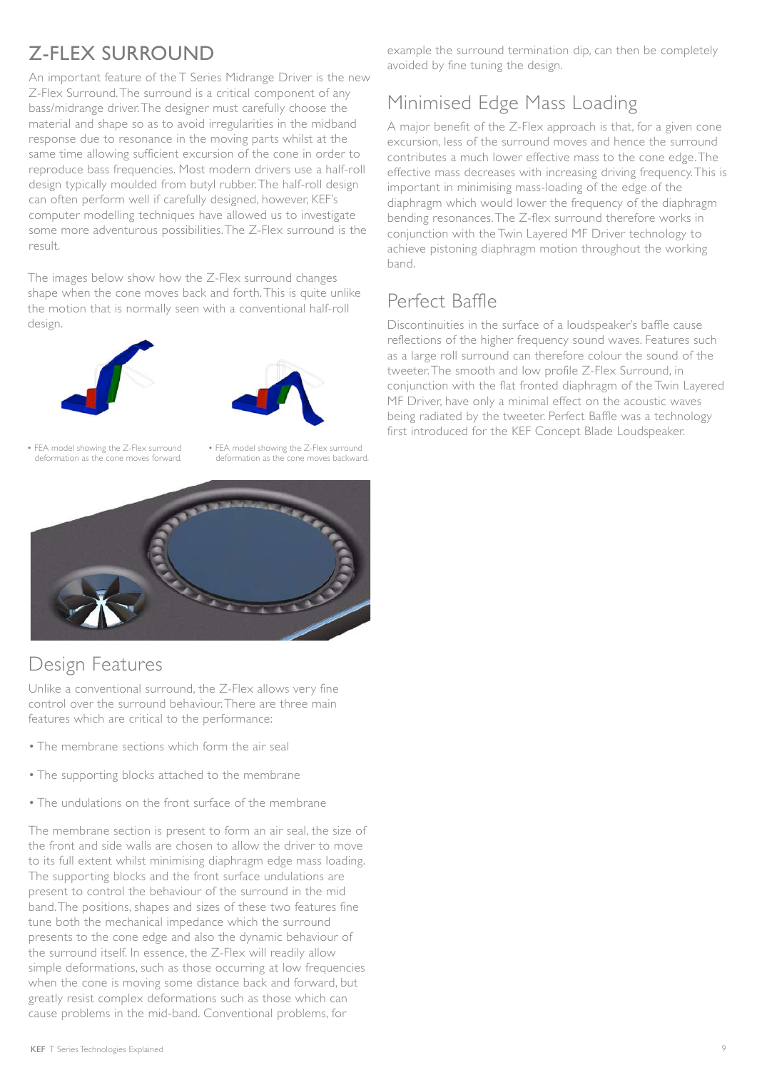# Z-FLEX SURROUND

An important feature of the T Series Midrange Driver is the new Z-Flex Surround. The surround is a critical component of any bass/midrange driver. The designer must carefully choose the material and shape so as to avoid irregularities in the midband response due to resonance in the moving parts whilst at the same time allowing sufficient excursion of the cone in order to reproduce bass frequencies. Most modern drivers use a half-roll design typically moulded from butyl rubber. The half-roll design can often perform well if carefully designed, however, KEF's computer modelling techniques have allowed us to investigate some more adventurous possibilities. The Z-Flex surround is the result.

The images below show how the Z-Flex surround changes shape when the cone moves back and forth. This is quite unlike the motion that is normally seen with a conventional half-roll design.

• FEA model showing the Z-Flex surround deformation as the cone moves forward.

• FEA model showing the Z-Flex surround deformation as the cone moves backward.

## Design Features

Unlike a conventional surround, the Z-Flex allows very fine control over the surround behaviour. There are three main features which are critical to the performance:

- The membrane sections which form the air seal
- The supporting blocks attached to the membrane
- The undulations on the front surface of the membrane

The membrane section is present to form an air seal, the size of the front and side walls are chosen to allow the driver to move to its full extent whilst minimising diaphragm edge mass loading. The supporting blocks and the front surface undulations are present to control the behaviour of the surround in the mid band. The positions, shapes and sizes of these two features fine tune both the mechanical impedance which the surround presents to the cone edge and also the dynamic behaviour of the surround itself. In essence, the Z-Flex will readily allow simple deformations, such as those occurring at low frequencies when the cone is moving some distance back and forward, but greatly resist complex deformations such as those which can cause problems in the mid-band. Conventional problems, for example the surround termination dip, can then be completely avoided by fine tuning the design.

## Minimised Edge Mass Loading

A major benefit of the Z-Flex approach is that, for a given cone excursion, less of the surround moves and hence the surround contributes a much lower effective mass to the cone edge. The effective mass decreases with increasing driving frequency. This is important in minimising mass-loading of the edge of the diaphragm which would lower the frequency of the diaphragm bending resonances. The Z-flex surround therefore works in conjunction with the Twin Layered MF Driver technology to achieve pistoning diaphragm motion throughout the working band.

## Perfect Baffle

Discontinuities in the surface of a loudspeaker's baffle cause reflections of the higher frequency sound waves. Features such as a large roll surround can therefore colour the sound of the tweeter. The smooth and low profile Z-Flex Surround, in conjunction with the flat fronted diaphragm of the Twin Layered MF Driver, have only a minimal effect on the acoustic waves being radiated by the tweeter. Perfect Baffle was a technology first introduced for the KEF Concept Blade Loudspeaker.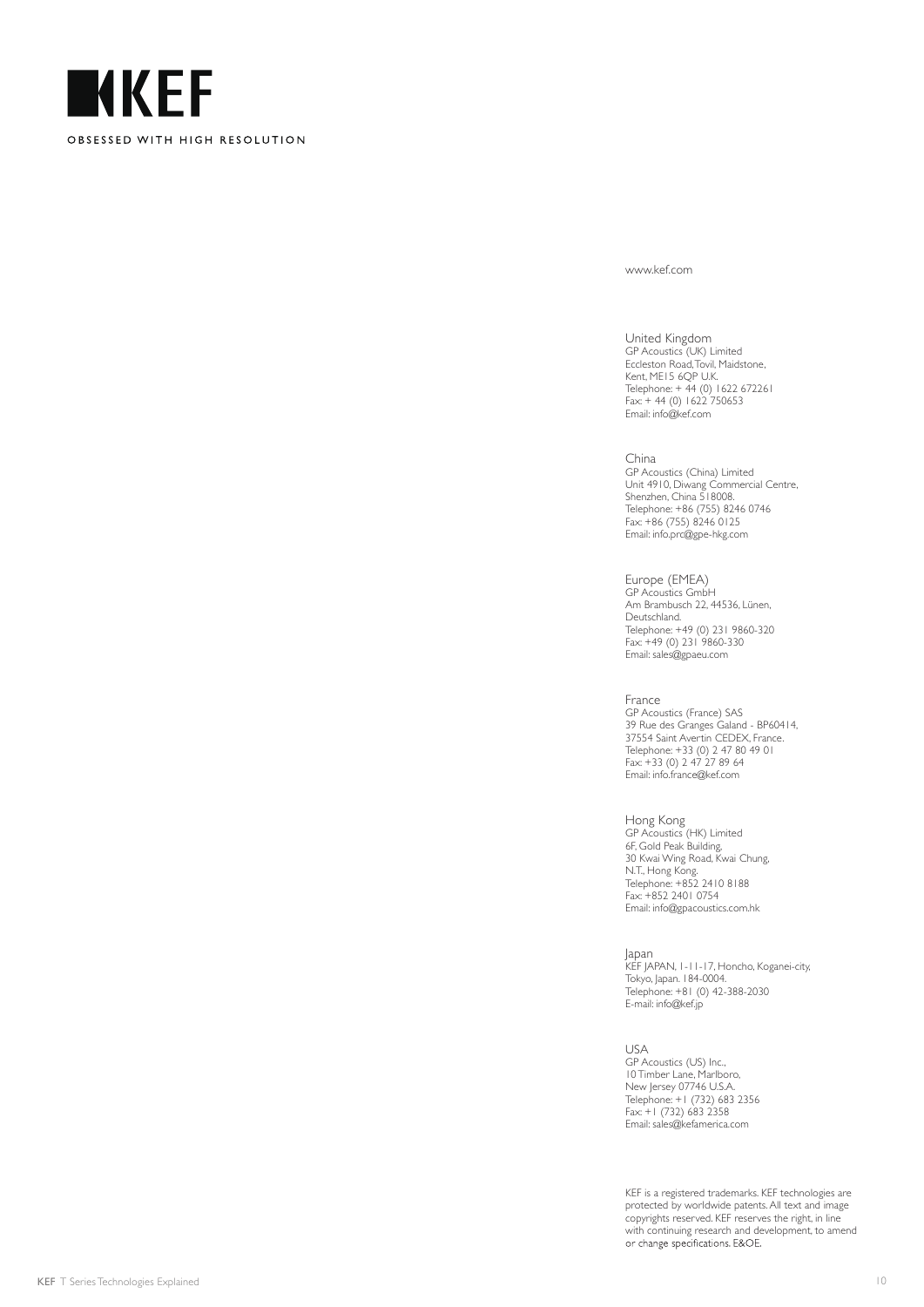# KEF

OBSESSED WITH HIGH RESOLUTION

www.kef.com

United Kingdom
GP Acoustics (UK) Limited
Eccleston Road, Tovil, Maidstone,
Kent, ME15 6QP U.K.
Telephone: + 44 (0) 1622 672261
Fax: + 44 (0) 1622 750653
Email: info@kef.com

China
GP Acoustics (China) Limited
Unit 4910, Diwang Commercial Centre,
Shenzhen, China 518008.
Telephone: +86 (755) 8246 0746
Fax: +86 (755) 8246 0125
Email: info.prc@gpe-hkg.com

Europe (EMEA)
GP Acoustics GmbH
Am Brambusch 22, 44536, Lünen,
Deutschland.
Telephone: +49 (0) 231 9860-320
Fax: +49 (0) 231 9860-330
Email: sales@gpaeu.com

France
GP Acoustics (France) SAS
39 Rue des Granges Galand - BP60414,
37554 Saint Avertin CEDEX, France.
Telephone: +33 (0) 2 47 80 49 01
Fax: +33 (0) 2 47 27 89 64
Email: info.france@kef.com

Hong Kong
GP Acoustics (HK) Limited
6F, Gold Peak Building,
30 Kwai Wing Road, Kwai Chung,
N.T., Hong Kong.
Telephone: +852 2410 8188
Fax: +852 2401 0754
Email: info@gpacoustics.com.hk

Japan
KEF JAPAN, 1-11-17, Honcho, Koganei-city,
Tokyo, Japan. 184-0004.
Telephone: +81 (0) 42-388-2030
E-mail: info@kef.jp

USA
GP Acoustics (US) Inc.,
10 Timber Lane, Marlboro,
New Jersey 07746 U.S.A.
Telephone: +1 (732) 683 2356
Fax: +1 (732) 683 2358
Email: sales@kefamerica.com

KEF is a registered trademarks. KEF technologies are protected by worldwide patents. All text and image copyrights reserved. KEF reserves the right, in line with continuing research and development, to amend or change specifications. E&OE.